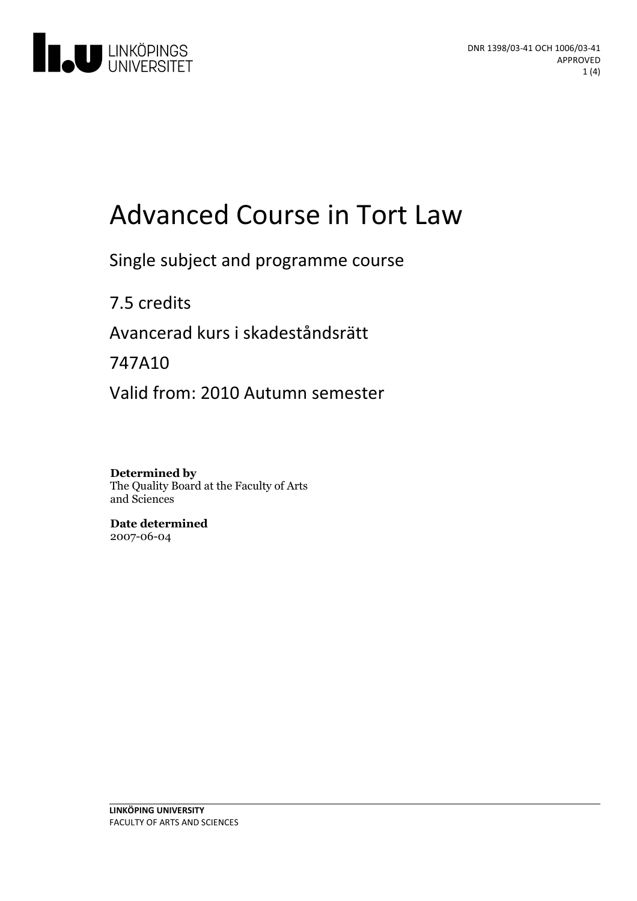DNR 1398/03-41 OCH 1006/03-41
APPROVED

# Advanced Course in Tort Law

Single subject and programme course

7.5 credits

Avancerad kurs i skadeståndsrätt

747A10

Valid from: 2010 Autumn semester

**Determined by**
The Quality Board at the Faculty of Arts and Sciences

**Date determined**
2007-06-04

**LINKÖPING UNIVERSITY**
FACULTY OF ARTS AND SCIENCES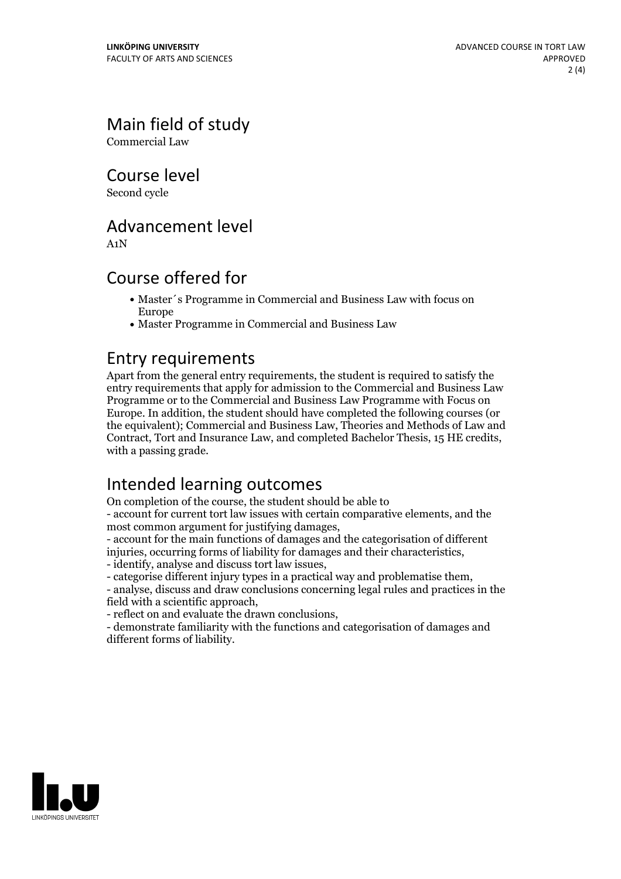## Main field of study

Commercial Law

## Course level

Second cycle

## Advancement level

A1N

## Course offered for

- Master´s Programme in Commercial and Business Law with focus on Europe
- Master Programme in Commercial and Business Law

## Entry requirements

Apart from the general entry requirements, the student is required to satisfy the entry requirements that apply for admission to the Commercial and Business Law Programme or to the Commercial and Business Law Programme with Focus on Europe. In addition, the student should have completed the following courses (or the equivalent); Commercial and Business Law, Theories and Methods of Law and Contract, Tort and Insurance Law, and completed Bachelor Thesis, 15 HE credits, with a passing grade.

## Intended learning outcomes

On completion of the course, the student should be able to
- account for current tort law issues with certain comparative elements, and the most common argument for justifying damages,
- account for the main functions of damages and the categorisation of different injuries, occurring forms of liability for damages and their characteristics,
- identify, analyse and discuss tort law issues,
- categorise different injury types in a practical way and problematise them,
- analyse, discuss and draw conclusions concerning legal rules and practices in the field with a scientific approach,
- reflect on and evaluate the drawn conclusions,
- demonstrate familiarity with the functions and categorisation of damages and different forms of liability.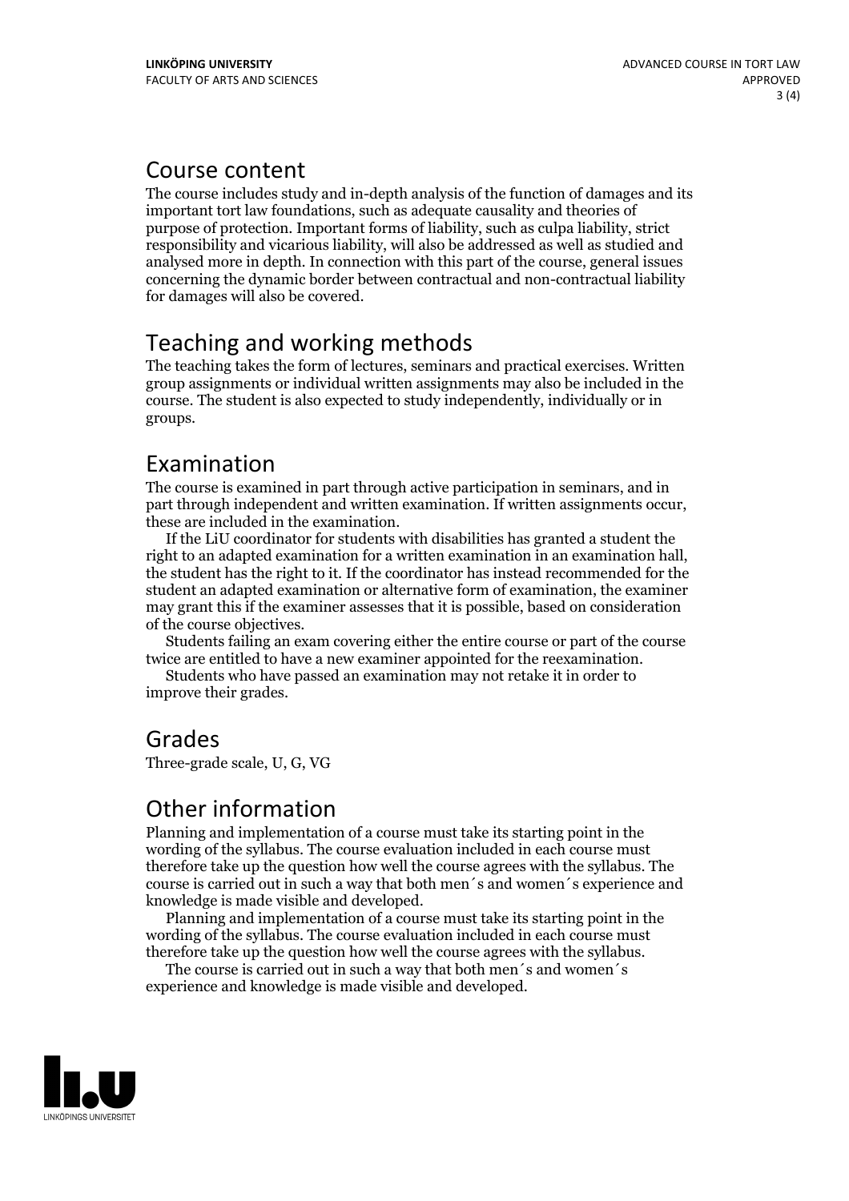## Course content

The course includes study and in-depth analysis of the function of damages and its important tort law foundations, such as adequate causality and theories of purpose of protection. Important forms of liability, such as culpa liability, strict responsibility and vicarious liability, will also be addressed as well as studied and analysed more in depth. In connection with this part of the course, general issues concerning the dynamic border between contractual and non-contractual liability for damages will also be covered.

## Teaching and working methods

The teaching takes the form of lectures, seminars and practical exercises. Written group assignments or individual written assignments may also be included in the course. The student is also expected to study independently, individually or in groups.

## Examination

The course is examined in part through active participation in seminars, and in part through independent and written examination. If written assignments occur, these are included in the examination.

If the LiU coordinator for students with disabilities has granted a student the right to an adapted examination for a written examination in an examination hall, the student has the right to it. If the coordinator has instead recommended for the student an adapted examination or alternative form of examination, the examiner may grant this if the examiner assesses that it is possible, based on consideration of the course objectives.

Students failing an exam covering either the entire course or part of the course twice are entitled to have a new examiner appointed for the reexamination.

Students who have passed an examination may not retake it in order to improve their grades.

## Grades

Three-grade scale, U, G, VG

## Other information

Planning and implementation of a course must take its starting point in the wording of the syllabus. The course evaluation included in each course must therefore take up the question how well the course agrees with the syllabus. The course is carried out in such a way that both men´s and women´s experience and knowledge is made visible and developed.

Planning and implementation of a course must take its starting point in the wording of the syllabus. The course evaluation included in each course must therefore take up the question how well the course agrees with the syllabus.

The course is carried out in such a way that both men´s and women´s experience and knowledge is made visible and developed.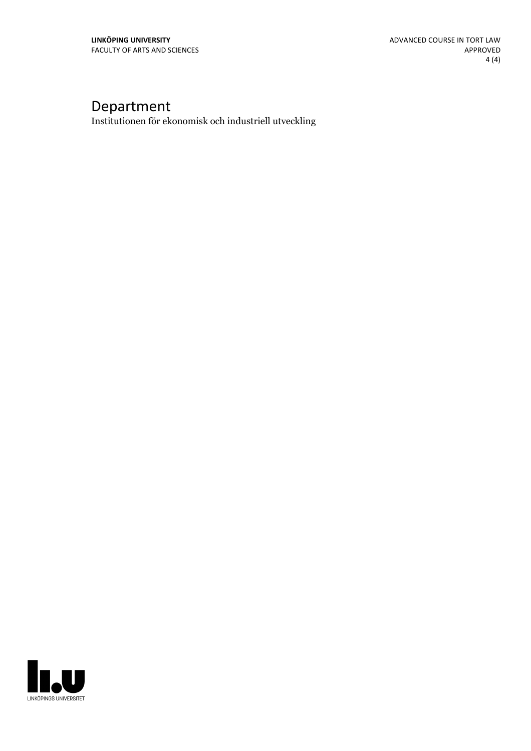# Department

Institutionen för ekonomisk och industriell utveckling